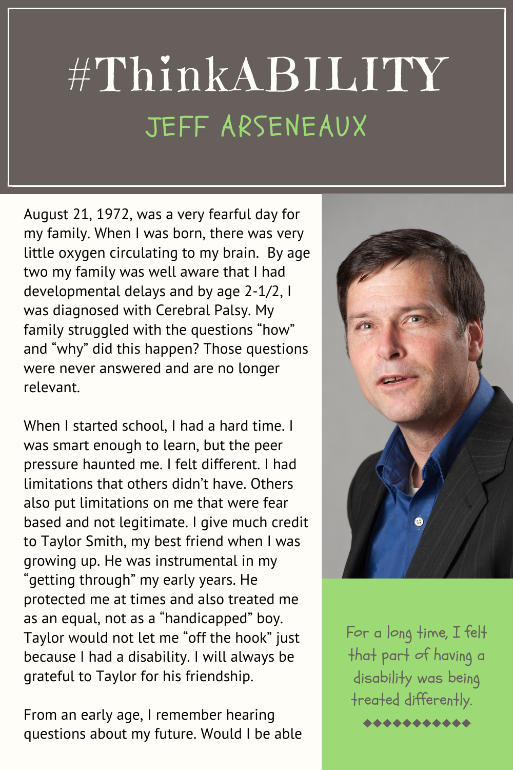# #ThinkABILITY

## JEFF ARSENEAUX

August 21, 1972, was a very fearful day for my family. When I was born, there was very little oxygen circulating to my brain. By age two my family was well aware that I had developmental delays and by age 2-1/2, I was diagnosed with Cerebral Palsy. My family struggled with the questions "how" and "why" did this happen? Those questions were never answered and are no longer relevant.

When I started school, I had a hard time. I was smart enough to learn, but the peer pressure haunted me. I felt different. I had limitations that others didn't have. Others also put limitations on me that were fear based and not legitimate. I give much credit to Taylor Smith, my best friend when I was growing up. He was instrumental in my "getting through" my early years. He protected me at times and also treated me as an equal, not as a "handicapped" boy. Taylor would not let me "off the hook" just because I had a disability. I will always be grateful to Taylor for his friendship.

> For a long time, I felt that part of having a disability was being treated differently.

From an early age, I remember hearing questions about my future. Would I be able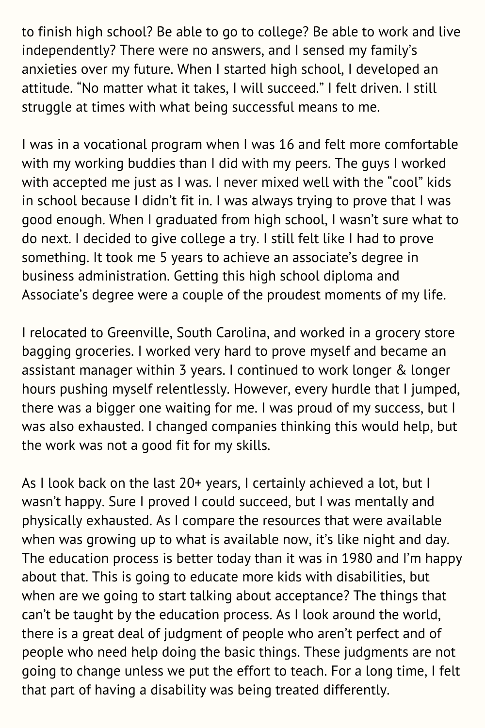to finish high school? Be able to go to college? Be able to work and live independently? There were no answers, and I sensed my family's anxieties over my future. When I started high school, I developed an attitude. "No matter what it takes, I will succeed." I felt driven. I still struggle at times with what being successful means to me.

I was in a vocational program when I was 16 and felt more comfortable with my working buddies than I did with my peers. The guys I worked with accepted me just as I was. I never mixed well with the "cool" kids in school because I didn't fit in. I was always trying to prove that I was good enough. When I graduated from high school, I wasn't sure what to do next. I decided to give college a try. I still felt like I had to prove something. It took me 5 years to achieve an associate's degree in business administration. Getting this high school diploma and Associate's degree were a couple of the proudest moments of my life.

I relocated to Greenville, South Carolina, and worked in a grocery store bagging groceries. I worked very hard to prove myself and became an assistant manager within 3 years. I continued to work longer & longer hours pushing myself relentlessly. However, every hurdle that I jumped, there was a bigger one waiting for me. I was proud of my success, but I was also exhausted. I changed companies thinking this would help, but the work was not a good fit for my skills.

As I look back on the last 20+ years, I certainly achieved a lot, but I wasn't happy. Sure I proved I could succeed, but I was mentally and physically exhausted. As I compare the resources that were available when was growing up to what is available now, it's like night and day. The education process is better today than it was in 1980 and I'm happy about that. This is going to educate more kids with disabilities, but when are we going to start talking about acceptance? The things that can't be taught by the education process. As I look around the world, there is a great deal of judgment of people who aren't perfect and of people who need help doing the basic things. These judgments are not going to change unless we put the effort to teach. For a long time, I felt that part of having a disability was being treated differently.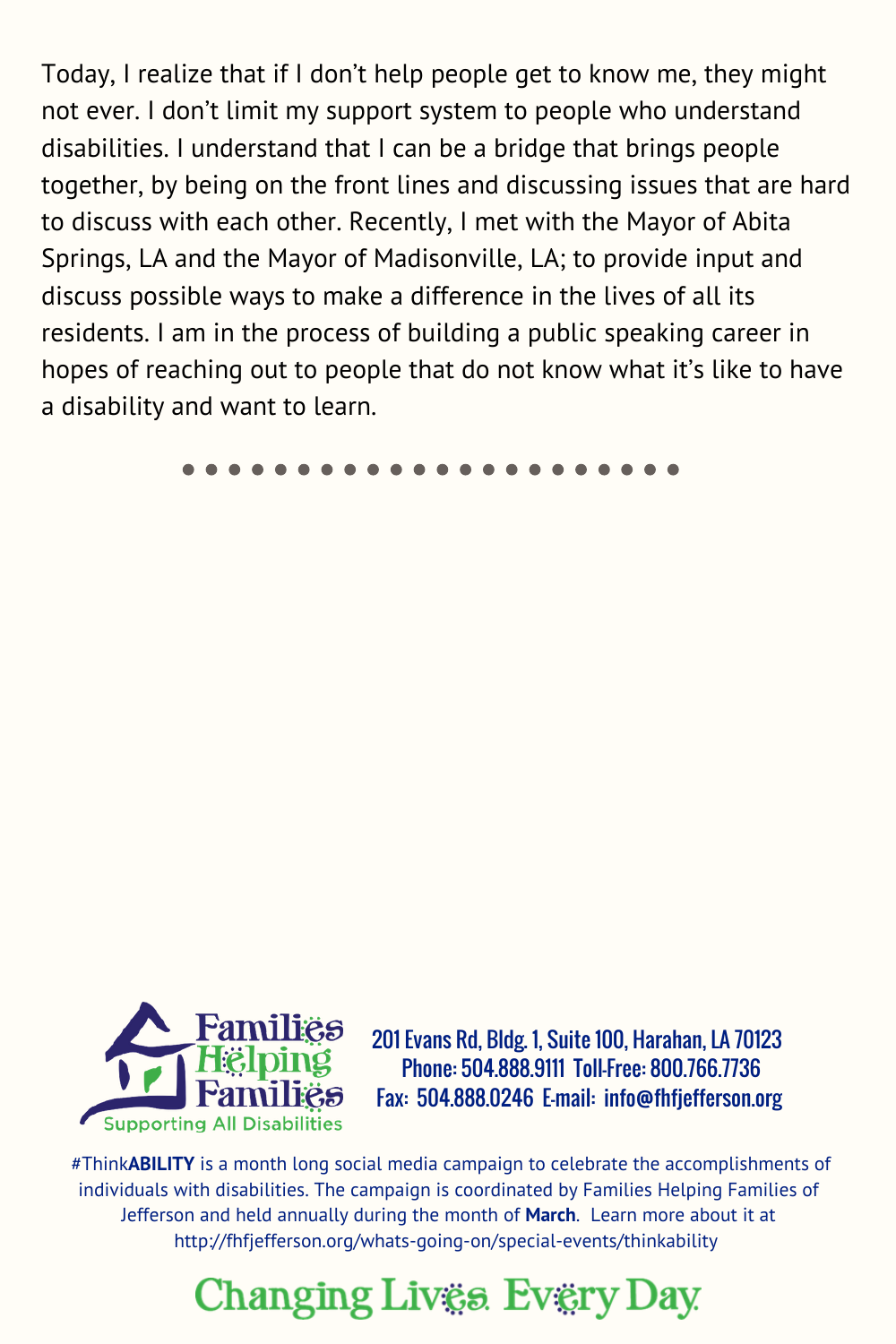Today, I realize that if I don't help people get to know me, they might not ever. I don't limit my support system to people who understand disabilities. I understand that I can be a bridge that brings people together, by being on the front lines and discussing issues that are hard to discuss with each other. Recently, I met with the Mayor of Abita Springs, LA and the Mayor of Madisonville, LA; to provide input and discuss possible ways to make a difference in the lives of all its residents. I am in the process of building a public speaking career in hopes of reaching out to people that do not know what it's like to have a disability and want to learn.

• • • • • • • • • • • • • • • • • • • • • •

Families Helping Families
Supporting All Disabilities

201 Evans Rd, Bldg. 1, Suite 100, Harahan, LA 70123
Phone: 504.888.9111 Toll-Free: 800.766.7736
Fax: 504.888.0246 E-mail: info@fhfjefferson.org

#Think**ABILITY** is a month long social media campaign to celebrate the accomplishments of individuals with disabilities. The campaign is coordinated by Families Helping Families of Jefferson and held annually during the month of **March**. Learn more about it at http://fhfjefferson.org/whats-going-on/special-events/thinkability

Changing Lives. Every Day.